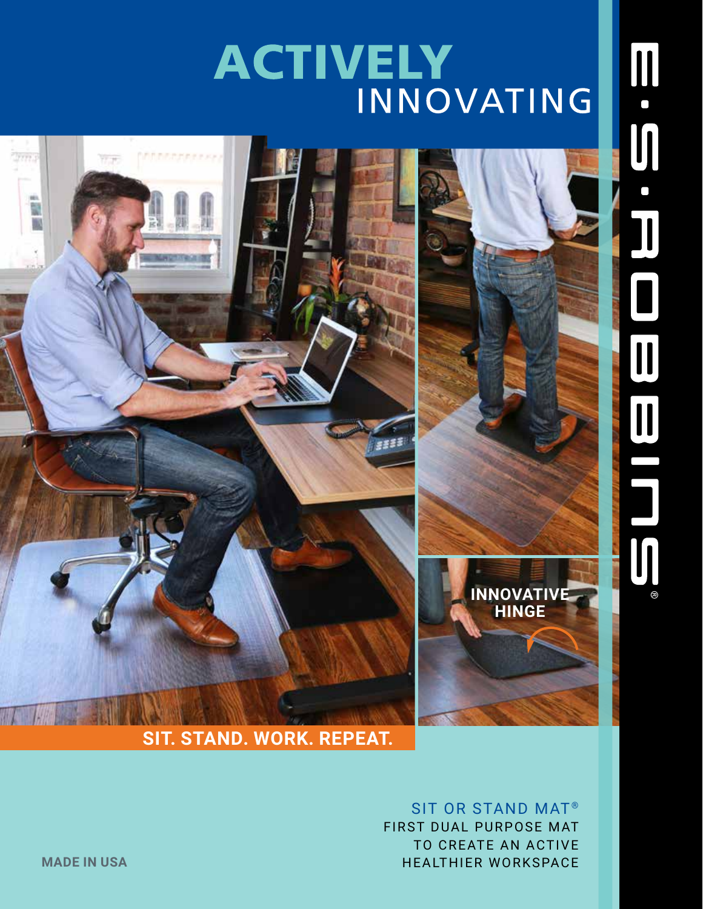# ACTIVELY INNOVATING

E·S·ROBBINS®

INNOVATIVE HINGE

**SIT. STAND. WORK. REPEAT.**

SIT OR STAND MAT®

FIRST DUAL PURPOSE MAT TO CREATE AN ACTIVE HEALTHIER WORKSPACE

**MADE IN USA**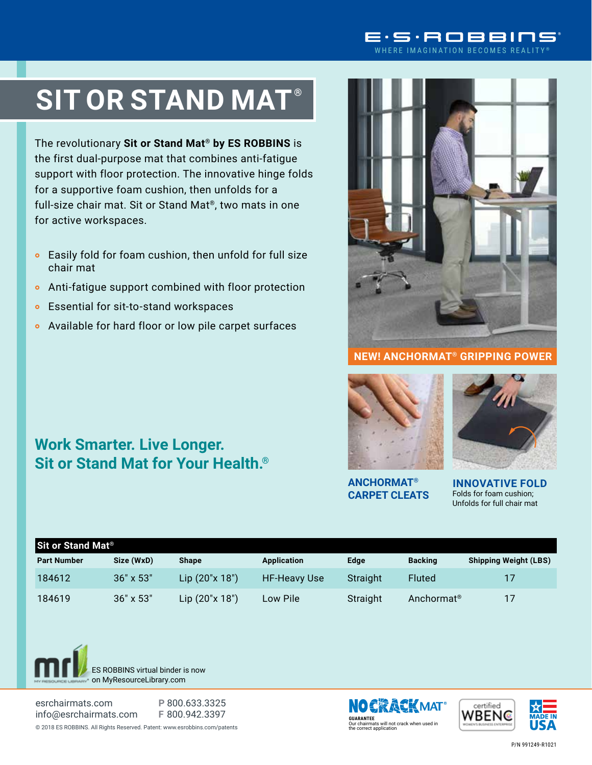E·S·ROBBINS
WHERE IMAGINATION BECOMES REALITY®

# SIT OR STAND MAT®

The revolutionary **Sit or Stand Mat® by ES ROBBINS** is the first dual-purpose mat that combines anti-fatigue support with floor protection. The innovative hinge folds for a supportive foam cushion, then unfolds for a full-size chair mat. Sit or Stand Mat®, two mats in one for active workspaces.

- Easily fold for foam cushion, then unfold for full size chair mat
- Anti-fatigue support combined with floor protection
- Essential for sit-to-stand workspaces
- Available for hard floor or low pile carpet surfaces

NEW! ANCHORMAT® GRIPPING POWER

**ANCHORMAT® CARPET CLEATS**

**INNOVATIVE FOLD**
Folds for foam cushion;
Unfolds for full chair mat

## Work Smarter. Live Longer.
## Sit or Stand Mat for Your Health.®

**Sit or Stand Mat®**

| Part Number | Size (WxD) | Shape | Application | Edge | Backing | Shipping Weight (LBS) |
|---|---|---|---|---|---|---|
| 184612 | 36" x 53" | Lip (20"x 18") | HF-Heavy Use | Straight | Fluted | 17 |
| 184619 | 36" x 53" | Lip (20"x 18") | Low Pile | Straight | Anchormat® | 17 |

ES ROBBINS virtual binder is now on MyResourceLibrary.com

esrchairmats.com
info@esrchairmats.com

P 800.633.3325
F 800.942.3397

© 2018 ES ROBBINS. All Rights Reserved. Patent: www.esrobbins.com/patents

NO CRACK MAT® GUARANTEE
Our chairmats will not crack when used in the correct application

certified WBENC
MADE IN USA

P/N 991249-R1021